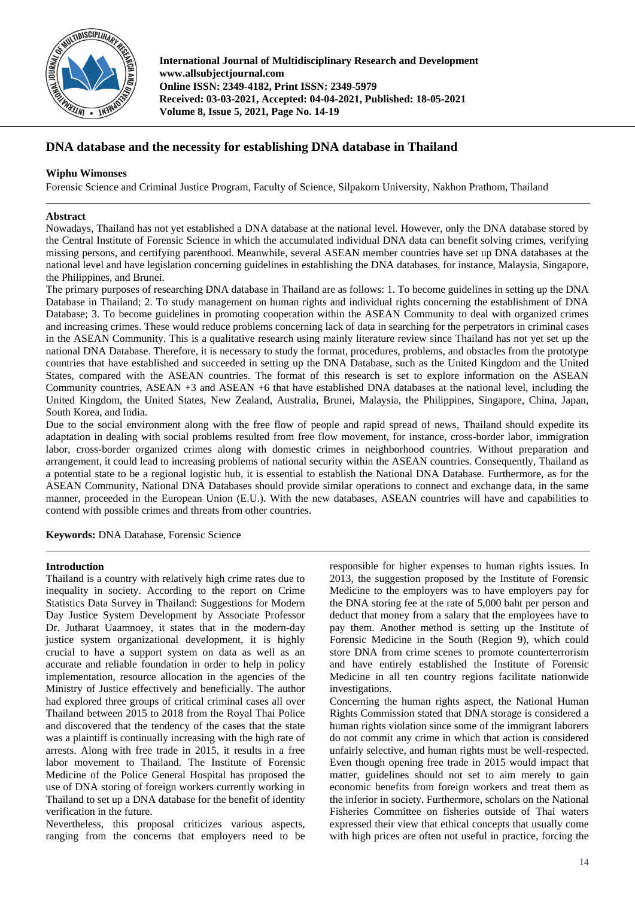# DNA database and the necessity for establishing DNA database in Thailand

**Wiphu Wimonses**

Forensic Science and Criminal Justice Program, Faculty of Science, Silpakorn University, Nakhon Prathom, Thailand

## Abstract

Nowadays, Thailand has not yet established a DNA database at the national level. However, only the DNA database stored by the Central Institute of Forensic Science in which the accumulated individual DNA data can benefit solving crimes, verifying missing persons, and certifying parenthood. Meanwhile, several ASEAN member countries have set up DNA databases at the national level and have legislation concerning guidelines in establishing the DNA databases, for instance, Malaysia, Singapore, the Philippines, and Brunei.

The primary purposes of researching DNA database in Thailand are as follows: 1. To become guidelines in setting up the DNA Database in Thailand; 2. To study management on human rights and individual rights concerning the establishment of DNA Database; 3. To become guidelines in promoting cooperation within the ASEAN Community to deal with organized crimes and increasing crimes. These would reduce problems concerning lack of data in searching for the perpetrators in criminal cases in the ASEAN Community. This is a qualitative research using mainly literature review since Thailand has not yet set up the national DNA Database. Therefore, it is necessary to study the format, procedures, problems, and obstacles from the prototype countries that have established and succeeded in setting up the DNA Database, such as the United Kingdom and the United States, compared with the ASEAN countries. The format of this research is set to explore information on the ASEAN Community countries, ASEAN +3 and ASEAN +6 that have established DNA databases at the national level, including the United Kingdom, the United States, New Zealand, Australia, Brunei, Malaysia, the Philippines, Singapore, China, Japan, South Korea, and India.

Due to the social environment along with the free flow of people and rapid spread of news, Thailand should expedite its adaptation in dealing with social problems resulted from free flow movement, for instance, cross-border labor, immigration labor, cross-border organized crimes along with domestic crimes in neighborhood countries. Without preparation and arrangement, it could lead to increasing problems of national security within the ASEAN countries. Consequently, Thailand as a potential state to be a regional logistic hub, it is essential to establish the National DNA Database. Furthermore, as for the ASEAN Community, National DNA Databases should provide similar operations to connect and exchange data, in the same manner, proceeded in the European Union (E.U.). With the new databases, ASEAN countries will have and capabilities to contend with possible crimes and threats from other countries.

**Keywords:** DNA Database, Forensic Science

## Introduction

Thailand is a country with relatively high crime rates due to inequality in society. According to the report on Crime Statistics Data Survey in Thailand: Suggestions for Modern Day Justice System Development by Associate Professor Dr. Jutharat Uaamnoey, it states that in the modern-day justice system organizational development, it is highly crucial to have a support system on data as well as an accurate and reliable foundation in order to help in policy implementation, resource allocation in the agencies of the Ministry of Justice effectively and beneficially. The author had explored three groups of critical criminal cases all over Thailand between 2015 to 2018 from the Royal Thai Police and discovered that the tendency of the cases that the state was a plaintiff is continually increasing with the high rate of arrests. Along with free trade in 2015, it results in a free labor movement to Thailand. The Institute of Forensic Medicine of the Police General Hospital has proposed the use of DNA storing of foreign workers currently working in Thailand to set up a DNA database for the benefit of identity verification in the future.

Nevertheless, this proposal criticizes various aspects, ranging from the concerns that employers need to be responsible for higher expenses to human rights issues. In 2013, the suggestion proposed by the Institute of Forensic Medicine to the employers was to have employers pay for the DNA storing fee at the rate of 5,000 baht per person and deduct that money from a salary that the employees have to pay them. Another method is setting up the Institute of Forensic Medicine in the South (Region 9), which could store DNA from crime scenes to promote counterterrorism and have entirely established the Institute of Forensic Medicine in all ten country regions facilitate nationwide investigations.

Concerning the human rights aspect, the National Human Rights Commission stated that DNA storage is considered a human rights violation since some of the immigrant laborers do not commit any crime in which that action is considered unfairly selective, and human rights must be well-respected. Even though opening free trade in 2015 would impact that matter, guidelines should not set to aim merely to gain economic benefits from foreign workers and treat them as the inferior in society. Furthermore, scholars on the National Fisheries Committee on fisheries outside of Thai waters expressed their view that ethical concepts that usually come with high prices are often not useful in practice, forcing the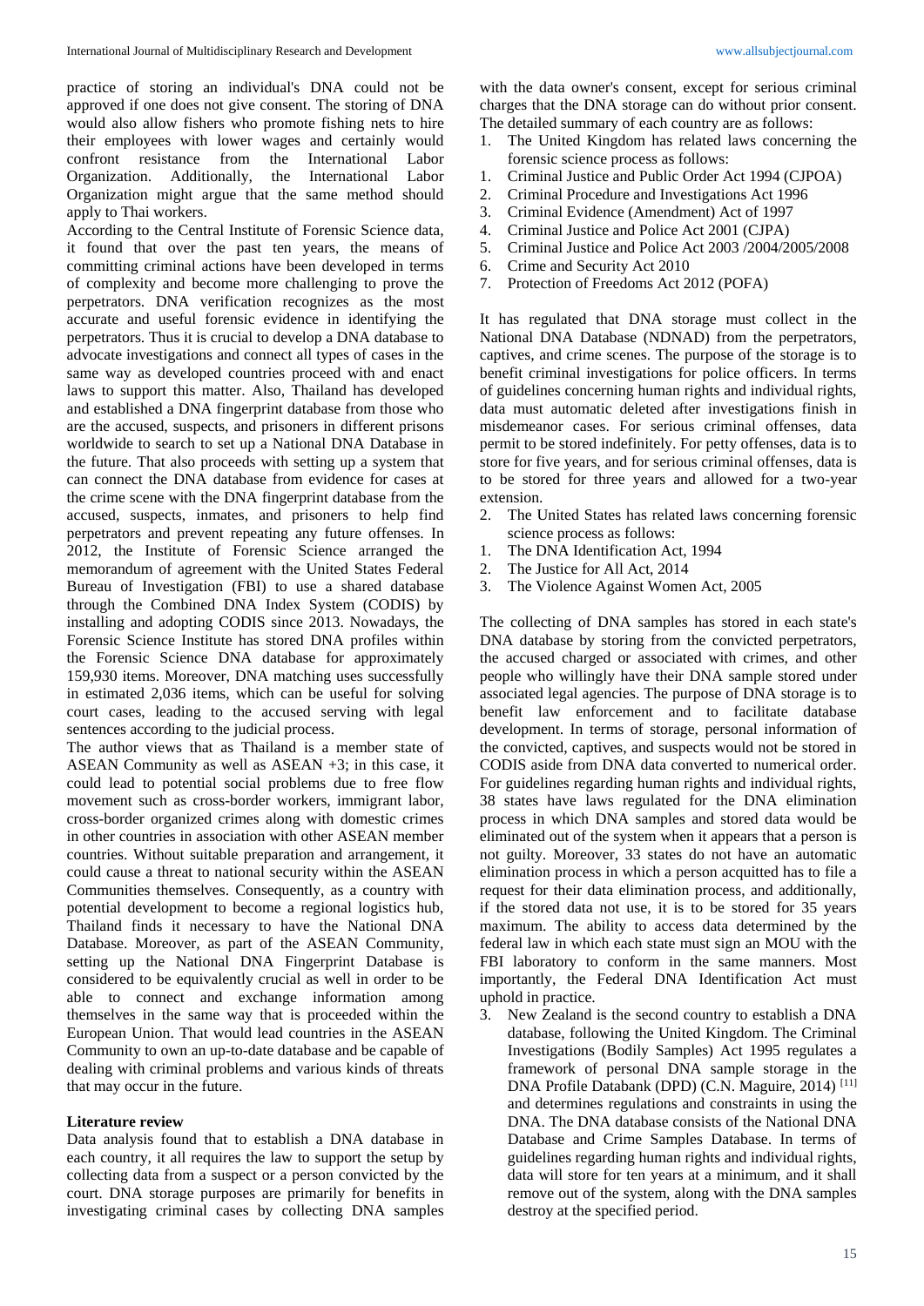practice of storing an individual's DNA could not be approved if one does not give consent. The storing of DNA would also allow fishers who promote fishing nets to hire their employees with lower wages and certainly would confront resistance from the International Labor Organization. Additionally, the International Labor Organization might argue that the same method should apply to Thai workers.

According to the Central Institute of Forensic Science data, it found that over the past ten years, the means of committing criminal actions have been developed in terms of complexity and become more challenging to prove the perpetrators. DNA verification recognizes as the most accurate and useful forensic evidence in identifying the perpetrators. Thus it is crucial to develop a DNA database to advocate investigations and connect all types of cases in the same way as developed countries proceed with and enact laws to support this matter. Also, Thailand has developed and established a DNA fingerprint database from those who are the accused, suspects, and prisoners in different prisons worldwide to search to set up a National DNA Database in the future. That also proceeds with setting up a system that can connect the DNA database from evidence for cases at the crime scene with the DNA fingerprint database from the accused, suspects, inmates, and prisoners to help find perpetrators and prevent repeating any future offenses. In 2012, the Institute of Forensic Science arranged the memorandum of agreement with the United States Federal Bureau of Investigation (FBI) to use a shared database through the Combined DNA Index System (CODIS) by installing and adopting CODIS since 2013. Nowadays, the Forensic Science Institute has stored DNA profiles within the Forensic Science DNA database for approximately 159,930 items. Moreover, DNA matching uses successfully in estimated 2,036 items, which can be useful for solving court cases, leading to the accused serving with legal sentences according to the judicial process.

The author views that as Thailand is a member state of ASEAN Community as well as ASEAN +3; in this case, it could lead to potential social problems due to free flow movement such as cross-border workers, immigrant labor, cross-border organized crimes along with domestic crimes in other countries in association with other ASEAN member countries. Without suitable preparation and arrangement, it could cause a threat to national security within the ASEAN Communities themselves. Consequently, as a country with potential development to become a regional logistics hub, Thailand finds it necessary to have the National DNA Database. Moreover, as part of the ASEAN Community, setting up the National DNA Fingerprint Database is considered to be equivalently crucial as well in order to be able to connect and exchange information among themselves in the same way that is proceeded within the European Union. That would lead countries in the ASEAN Community to own an up-to-date database and be capable of dealing with criminal problems and various kinds of threats that may occur in the future.

## Literature review

Data analysis found that to establish a DNA database in each country, it all requires the law to support the setup by collecting data from a suspect or a person convicted by the court. DNA storage purposes are primarily for benefits in investigating criminal cases by collecting DNA samples with the data owner's consent, except for serious criminal charges that the DNA storage can do without prior consent. The detailed summary of each country are as follows:

1. The United Kingdom has related laws concerning the forensic science process as follows:

1. Criminal Justice and Public Order Act 1994 (CJPOA)
2. Criminal Procedure and Investigations Act 1996
3. Criminal Evidence (Amendment) Act of 1997
4. Criminal Justice and Police Act 2001 (CJPA)
5. Criminal Justice and Police Act 2003 /2004/2005/2008
6. Crime and Security Act 2010
7. Protection of Freedoms Act 2012 (POFA)

It has regulated that DNA storage must collect in the National DNA Database (NDNAD) from the perpetrators, captives, and crime scenes. The purpose of the storage is to benefit criminal investigations for police officers. In terms of guidelines concerning human rights and individual rights, data must automatic deleted after investigations finish in misdemeanor cases. For serious criminal offenses, data permit to be stored indefinitely. For petty offenses, data is to store for five years, and for serious criminal offenses, data is to be stored for three years and allowed for a two-year extension.

2. The United States has related laws concerning forensic science process as follows:

1. The DNA Identification Act, 1994
2. The Justice for All Act, 2014
3. The Violence Against Women Act, 2005

The collecting of DNA samples has stored in each state's DNA database by storing from the convicted perpetrators, the accused charged or associated with crimes, and other people who willingly have their DNA sample stored under associated legal agencies. The purpose of DNA storage is to benefit law enforcement and to facilitate database development. In terms of storage, personal information of the convicted, captives, and suspects would not be stored in CODIS aside from DNA data converted to numerical order. For guidelines regarding human rights and individual rights, 38 states have laws regulated for the DNA elimination process in which DNA samples and stored data would be eliminated out of the system when it appears that a person is not guilty. Moreover, 33 states do not have an automatic elimination process in which a person acquitted has to file a request for their data elimination process, and additionally, if the stored data not use, it is to be stored for 35 years maximum. The ability to access data determined by the federal law in which each state must sign an MOU with the FBI laboratory to conform in the same manners. Most importantly, the Federal DNA Identification Act must uphold in practice.

3. New Zealand is the second country to establish a DNA database, following the United Kingdom. The Criminal Investigations (Bodily Samples) Act 1995 regulates a framework of personal DNA sample storage in the DNA Profile Databank (DPD) (C.N. Maguire, 2014) [11] and determines regulations and constraints in using the DNA. The DNA database consists of the National DNA Database and Crime Samples Database. In terms of guidelines regarding human rights and individual rights, data will store for ten years at a minimum, and it shall remove out of the system, along with the DNA samples destroy at the specified period.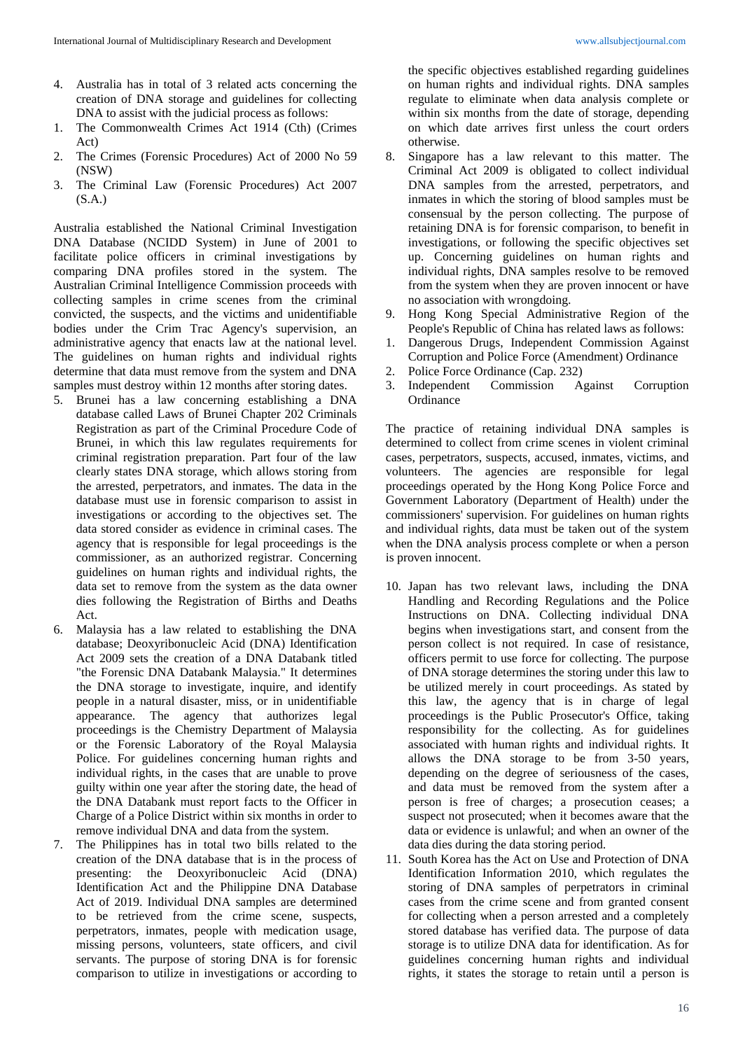4. Australia has in total of 3 related acts concerning the creation of DNA storage and guidelines for collecting DNA to assist with the judicial process as follows:
1. The Commonwealth Crimes Act 1914 (Cth) (Crimes Act)
2. The Crimes (Forensic Procedures) Act of 2000 No 59 (NSW)
3. The Criminal Law (Forensic Procedures) Act 2007 (S.A.)

Australia established the National Criminal Investigation DNA Database (NCIDD System) in June of 2001 to facilitate police officers in criminal investigations by comparing DNA profiles stored in the system. The Australian Criminal Intelligence Commission proceeds with collecting samples in crime scenes from the criminal convicted, the suspects, and the victims and unidentifiable bodies under the Crim Trac Agency's supervision, an administrative agency that enacts law at the national level. The guidelines on human rights and individual rights determine that data must remove from the system and DNA samples must destroy within 12 months after storing dates.

5. Brunei has a law concerning establishing a DNA database called Laws of Brunei Chapter 202 Criminals Registration as part of the Criminal Procedure Code of Brunei, in which this law regulates requirements for criminal registration preparation. Part four of the law clearly states DNA storage, which allows storing from the arrested, perpetrators, and inmates. The data in the database must use in forensic comparison to assist in investigations or according to the objectives set. The data stored consider as evidence in criminal cases. The agency that is responsible for legal proceedings is the commissioner, as an authorized registrar. Concerning guidelines on human rights and individual rights, the data set to remove from the system as the data owner dies following the Registration of Births and Deaths Act.
6. Malaysia has a law related to establishing the DNA database; Deoxyribonucleic Acid (DNA) Identification Act 2009 sets the creation of a DNA Databank titled "the Forensic DNA Databank Malaysia." It determines the DNA storage to investigate, inquire, and identify people in a natural disaster, miss, or in unidentifiable appearance. The agency that authorizes legal proceedings is the Chemistry Department of Malaysia or the Forensic Laboratory of the Royal Malaysia Police. For guidelines concerning human rights and individual rights, in the cases that are unable to prove guilty within one year after the storing date, the head of the DNA Databank must report facts to the Officer in Charge of a Police District within six months in order to remove individual DNA and data from the system.
7. The Philippines has in total two bills related to the creation of the DNA database that is in the process of presenting: the Deoxyribonucleic Acid (DNA) Identification Act and the Philippine DNA Database Act of 2019. Individual DNA samples are determined to be retrieved from the crime scene, suspects, perpetrators, inmates, people with medication usage, missing persons, volunteers, state officers, and civil servants. The purpose of storing DNA is for forensic comparison to utilize in investigations or according to the specific objectives established regarding guidelines on human rights and individual rights. DNA samples regulate to eliminate when data analysis complete or within six months from the date of storage, depending on which date arrives first unless the court orders otherwise.
8. Singapore has a law relevant to this matter. The Criminal Act 2009 is obligated to collect individual DNA samples from the arrested, perpetrators, and inmates in which the storing of blood samples must be consensual by the person collecting. The purpose of retaining DNA is for forensic comparison, to benefit in investigations, or following the specific objectives set up. Concerning guidelines on human rights and individual rights, DNA samples resolve to be removed from the system when they are proven innocent or have no association with wrongdoing.
9. Hong Kong Special Administrative Region of the People's Republic of China has related laws as follows:
1. Dangerous Drugs, Independent Commission Against Corruption and Police Force (Amendment) Ordinance
2. Police Force Ordinance (Cap. 232)
3. Independent Commission Against Corruption Ordinance

The practice of retaining individual DNA samples is determined to collect from crime scenes in violent criminal cases, perpetrators, suspects, accused, inmates, victims, and volunteers. The agencies are responsible for legal proceedings operated by the Hong Kong Police Force and Government Laboratory (Department of Health) under the commissioners' supervision. For guidelines on human rights and individual rights, data must be taken out of the system when the DNA analysis process complete or when a person is proven innocent.

10. Japan has two relevant laws, including the DNA Handling and Recording Regulations and the Police Instructions on DNA. Collecting individual DNA begins when investigations start, and consent from the person collect is not required. In case of resistance, officers permit to use force for collecting. The purpose of DNA storage determines the storing under this law to be utilized merely in court proceedings. As stated by this law, the agency that is in charge of legal proceedings is the Public Prosecutor's Office, taking responsibility for the collecting. As for guidelines associated with human rights and individual rights. It allows the DNA storage to be from 3-50 years, depending on the degree of seriousness of the cases, and data must be removed from the system after a person is free of charges; a prosecution ceases; a suspect not prosecuted; when it becomes aware that the data or evidence is unlawful; and when an owner of the data dies during the data storing period.
11. South Korea has the Act on Use and Protection of DNA Identification Information 2010, which regulates the storing of DNA samples of perpetrators in criminal cases from the crime scene and from granted consent for collecting when a person arrested and a completely stored database has verified data. The purpose of data storage is to utilize DNA data for identification. As for guidelines concerning human rights and individual rights, it states the storage to retain until a person is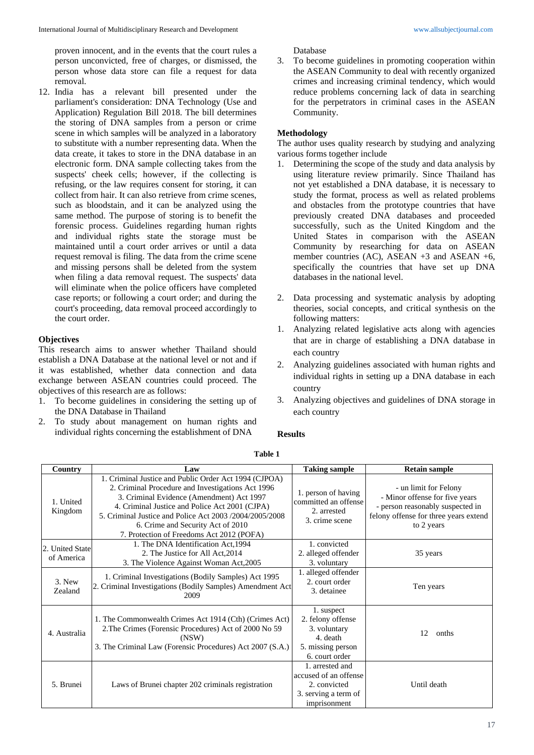proven innocent, and in the events that the court rules a person unconvicted, free of charges, or dismissed, the person whose data store can file a request for data removal.

12. India has a relevant bill presented under the parliament's consideration: DNA Technology (Use and Application) Regulation Bill 2018. The bill determines the storing of DNA samples from a person or crime scene in which samples will be analyzed in a laboratory to substitute with a number representing data. When the data create, it takes to store in the DNA database in an electronic form. DNA sample collecting takes from the suspects' cheek cells; however, if the collecting is refusing, or the law requires consent for storing, it can collect from hair. It can also retrieve from crime scenes, such as bloodstain, and it can be analyzed using the same method. The purpose of storing is to benefit the forensic process. Guidelines regarding human rights and individual rights state the storage must be maintained until a court order arrives or until a data request removal is filing. The data from the crime scene and missing persons shall be deleted from the system when filing a data removal request. The suspects' data will eliminate when the police officers have completed case reports; or following a court order; and during the court's proceeding, data removal proceed accordingly to the court order.

### Objectives

This research aims to answer whether Thailand should establish a DNA Database at the national level or not and if it was established, whether data connection and data exchange between ASEAN countries could proceed. The objectives of this research are as follows:

1. To become guidelines in considering the setting up of the DNA Database in Thailand
2. To study about management on human rights and individual rights concerning the establishment of DNA Database
3. To become guidelines in promoting cooperation within the ASEAN Community to deal with recently organized crimes and increasing criminal tendency, which would reduce problems concerning lack of data in searching for the perpetrators in criminal cases in the ASEAN Community.

### Methodology

The author uses quality research by studying and analyzing various forms together include

1. Determining the scope of the study and data analysis by using literature review primarily. Since Thailand has not yet established a DNA database, it is necessary to study the format, process as well as related problems and obstacles from the prototype countries that have previously created DNA databases and proceeded successfully, such as the United Kingdom and the United States in comparison with the ASEAN Community by researching for data on ASEAN member countries (AC), ASEAN +3 and ASEAN +6, specifically the countries that have set up DNA databases in the national level.

2. Data processing and systematic analysis by adopting theories, social concepts, and critical synthesis on the following matters:

1. Analyzing related legislative acts along with agencies that are in charge of establishing a DNA database in each country
2. Analyzing guidelines associated with human rights and individual rights in setting up a DNA database in each country
3. Analyzing objectives and guidelines of DNA storage in each country

### Results

**Table 1**

| Country | Law | Taking sample | Retain sample |
|---|---|---|---|
| 1. United Kingdom | 1. Criminal Justice and Public Order Act 1994 (CJPOA)<br>2. Criminal Procedure and Investigations Act 1996<br>3. Criminal Evidence (Amendment) Act 1997<br>4. Criminal Justice and Police Act 2001 (CJPA)<br>5. Criminal Justice and Police Act 2003 /2004/2005/2008<br>6. Crime and Security Act of 2010<br>7. Protection of Freedoms Act 2012 (POFA) | 1. person of having committed an offense<br>2. arrested<br>3. crime scene | - un limit for Felony<br>- Minor offense for five years<br>- person reasonably suspected in felony offense for three years extend to 2 years |
| 2. United State of America | 1. The DNA Identification Act,1994<br>2. The Justice for All Act,2014<br>3. The Violence Against Woman Act,2005 | 1. convicted<br>2. alleged offender<br>3. voluntary | 35 years |
| 3. New Zealand | 1. Criminal Investigations (Bodily Samples) Act 1995<br>2. Criminal Investigations (Bodily Samples) Amendment Act 2009 | 1. alleged offender<br>2. court order<br>3. detainee | Ten years |
| 4. Australia | 1. The Commonwealth Crimes Act 1914 (Cth) (Crimes Act)<br>2.The Crimes (Forensic Procedures) Act of 2000 No 59 (NSW)<br>3. The Criminal Law (Forensic Procedures) Act 2007 (S.A.) | 1. suspect<br>2. felony offense<br>3. voluntary<br>4. death<br>5. missing person<br>6. court order | 12 onths |
| 5. Brunei | Laws of Brunei chapter 202 criminals registration | 1. arrested and accused of an offense<br>2. convicted<br>3. serving a term of imprisonment | Until death |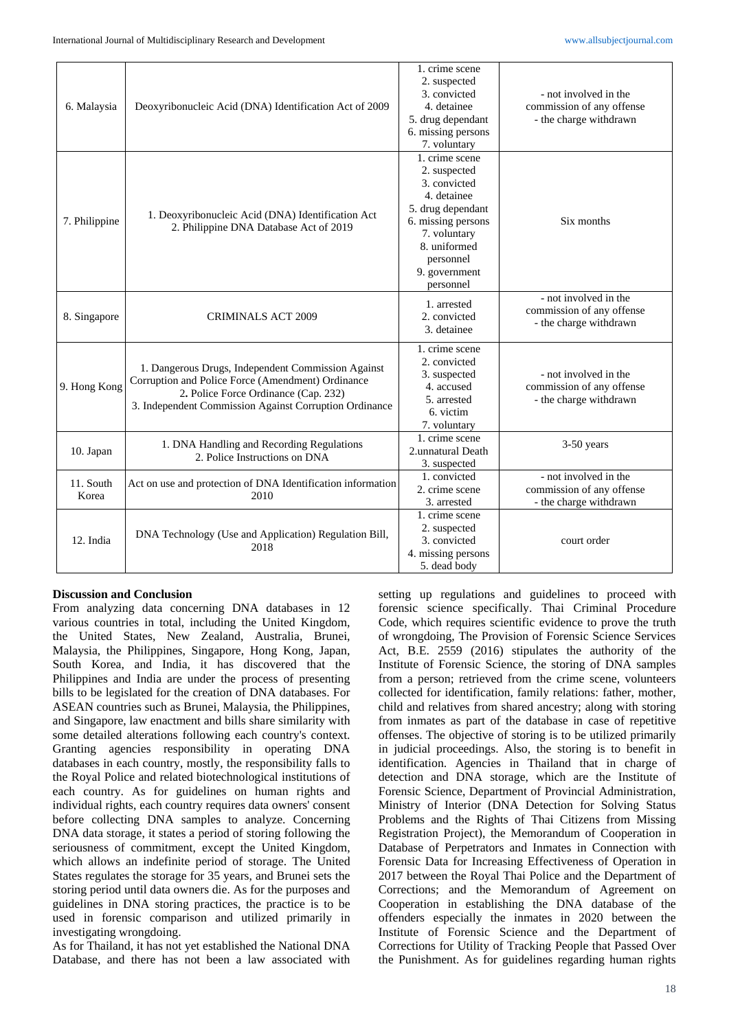| | | | |
|---|---|---|---|
| 6. Malaysia | Deoxyribonucleic Acid (DNA) Identification Act of 2009 | 1. crime scene<br>2. suspected<br>3. convicted<br>4. detainee<br>5. drug dependant<br>6. missing persons<br>7. voluntary | - not involved in the commission of any offense<br>- the charge withdrawn |
| 7. Philippine | 1. Deoxyribonucleic Acid (DNA) Identification Act<br>2. Philippine DNA Database Act of 2019 | 1. crime scene<br>2. suspected<br>3. convicted<br>4. detainee<br>5. drug dependant<br>6. missing persons<br>7. voluntary<br>8. uniformed personnel<br>9. government personnel | Six months |
| 8. Singapore | CRIMINALS ACT 2009 | 1. arrested<br>2. convicted<br>3. detainee | - not involved in the commission of any offense<br>- the charge withdrawn |
| 9. Hong Kong | 1. Dangerous Drugs, Independent Commission Against Corruption and Police Force (Amendment) Ordinance<br>2. Police Force Ordinance (Cap. 232)<br>3. Independent Commission Against Corruption Ordinance | 1. crime scene<br>2. convicted<br>3. suspected<br>4. accused<br>5. arrested<br>6. victim<br>7. voluntary | - not involved in the commission of any offense<br>- the charge withdrawn |
| 10. Japan | 1. DNA Handling and Recording Regulations<br>2. Police Instructions on DNA | 1. crime scene<br>2.unnatural Death<br>3. suspected | 3-50 years |
| 11. South Korea | Act on use and protection of DNA Identification information 2010 | 1. convicted<br>2. crime scene<br>3. arrested | - not involved in the commission of any offense<br>- the charge withdrawn |
| 12. India | DNA Technology (Use and Application) Regulation Bill, 2018 | 1. crime scene<br>2. suspected<br>3. convicted<br>4. missing persons<br>5. dead body | court order |

**Discussion and Conclusion**

From analyzing data concerning DNA databases in 12 various countries in total, including the United Kingdom, the United States, New Zealand, Australia, Brunei, Malaysia, the Philippines, Singapore, Hong Kong, Japan, South Korea, and India, it has discovered that the Philippines and India are under the process of presenting bills to be legislated for the creation of DNA databases. For ASEAN countries such as Brunei, Malaysia, the Philippines, and Singapore, law enactment and bills share similarity with some detailed alterations following each country's context. Granting agencies responsibility in operating DNA databases in each country, mostly, the responsibility falls to the Royal Police and related biotechnological institutions of each country. As for guidelines on human rights and individual rights, each country requires data owners' consent before collecting DNA samples to analyze. Concerning DNA data storage, it states a period of storing following the seriousness of commitment, except the United Kingdom, which allows an indefinite period of storage. The United States regulates the storage for 35 years, and Brunei sets the storing period until data owners die. As for the purposes and guidelines in DNA storing practices, the practice is to be used in forensic comparison and utilized primarily in investigating wrongdoing.

As for Thailand, it has not yet established the National DNA Database, and there has not been a law associated with setting up regulations and guidelines to proceed with forensic science specifically. Thai Criminal Procedure Code, which requires scientific evidence to prove the truth of wrongdoing, The Provision of Forensic Science Services Act, B.E. 2559 (2016) stipulates the authority of the Institute of Forensic Science, the storing of DNA samples from a person; retrieved from the crime scene, volunteers collected for identification, family relations: father, mother, child and relatives from shared ancestry; along with storing from inmates as part of the database in case of repetitive offenses. The objective of storing is to be utilized primarily in judicial proceedings. Also, the storing is to benefit in identification. Agencies in Thailand that in charge of detection and DNA storage, which are the Institute of Forensic Science, Department of Provincial Administration, Ministry of Interior (DNA Detection for Solving Status Problems and the Rights of Thai Citizens from Missing Registration Project), the Memorandum of Cooperation in Database of Perpetrators and Inmates in Connection with Forensic Data for Increasing Effectiveness of Operation in 2017 between the Royal Thai Police and the Department of Corrections; and the Memorandum of Agreement on Cooperation in establishing the DNA database of the offenders especially the inmates in 2020 between the Institute of Forensic Science and the Department of Corrections for Utility of Tracking People that Passed Over the Punishment. As for guidelines regarding human rights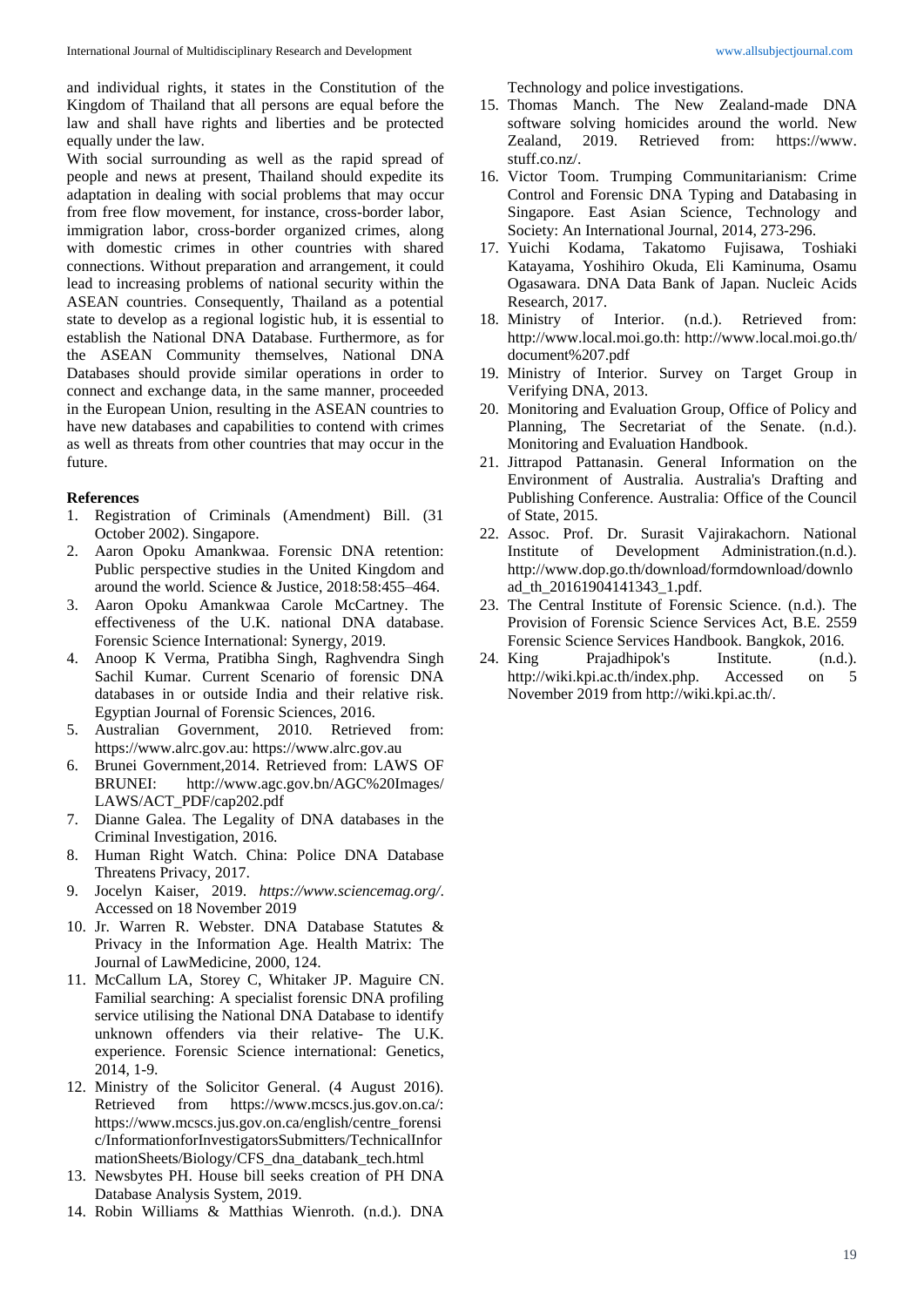and individual rights, it states in the Constitution of the Kingdom of Thailand that all persons are equal before the law and shall have rights and liberties and be protected equally under the law.

With social surrounding as well as the rapid spread of people and news at present, Thailand should expedite its adaptation in dealing with social problems that may occur from free flow movement, for instance, cross-border labor, immigration labor, cross-border organized crimes, along with domestic crimes in other countries with shared connections. Without preparation and arrangement, it could lead to increasing problems of national security within the ASEAN countries. Consequently, Thailand as a potential state to develop as a regional logistic hub, it is essential to establish the National DNA Database. Furthermore, as for the ASEAN Community themselves, National DNA Databases should provide similar operations in order to connect and exchange data, in the same manner, proceeded in the European Union, resulting in the ASEAN countries to have new databases and capabilities to contend with crimes as well as threats from other countries that may occur in the future.

**References**

1. Registration of Criminals (Amendment) Bill. (31 October 2002). Singapore.
2. Aaron Opoku Amankwaa. Forensic DNA retention: Public perspective studies in the United Kingdom and around the world. Science & Justice, 2018:58:455–464.
3. Aaron Opoku Amankwaa Carole McCartney. The effectiveness of the U.K. national DNA database. Forensic Science International: Synergy, 2019.
4. Anoop K Verma, Pratibha Singh, Raghvendra Singh Sachil Kumar. Current Scenario of forensic DNA databases in or outside India and their relative risk. Egyptian Journal of Forensic Sciences, 2016.
5. Australian Government, 2010. Retrieved from: https://www.alrc.gov.au: https://www.alrc.gov.au
6. Brunei Government,2014. Retrieved from: LAWS OF BRUNEI: http://www.agc.gov.bn/AGC%20Images/LAWS/ACT_PDF/cap202.pdf
7. Dianne Galea. The Legality of DNA databases in the Criminal Investigation, 2016.
8. Human Right Watch. China: Police DNA Database Threatens Privacy, 2017.
9. Jocelyn Kaiser, 2019. *https://www.sciencemag.org/*. Accessed on 18 November 2019
10. Jr. Warren R. Webster. DNA Database Statutes & Privacy in the Information Age. Health Matrix: The Journal of LawMedicine, 2000, 124.
11. McCallum LA, Storey C, Whitaker JP. Maguire CN. Familial searching: A specialist forensic DNA profiling service utilising the National DNA Database to identify unknown offenders via their relative- The U.K. experience. Forensic Science international: Genetics, 2014, 1-9.
12. Ministry of the Solicitor General. (4 August 2016). Retrieved from https://www.mcscs.jus.gov.on.ca/: https://www.mcscs.jus.gov.on.ca/english/centre_forensic/InformationforInvestigatorsSubmitters/TechnicalInformationSheets/Biology/CFS_dna_databank_tech.html
13. Newsbytes PH. House bill seeks creation of PH DNA Database Analysis System, 2019.
14. Robin Williams & Matthias Wienroth. (n.d.). DNA Technology and police investigations.
15. Thomas Manch. The New Zealand-made DNA software solving homicides around the world. New Zealand, 2019. Retrieved from: https://www.stuff.co.nz/.
16. Victor Toom. Trumping Communitarianism: Crime Control and Forensic DNA Typing and Databasing in Singapore. East Asian Science, Technology and Society: An International Journal, 2014, 273-296.
17. Yuichi Kodama, Takatomo Fujisawa, Toshiaki Katayama, Yoshihiro Okuda, Eli Kaminuma, Osamu Ogasawara. DNA Data Bank of Japan. Nucleic Acids Research, 2017.
18. Ministry of Interior. (n.d.). Retrieved from: http://www.local.moi.go.th: http://www.local.moi.go.th/document%207.pdf
19. Ministry of Interior. Survey on Target Group in Verifying DNA, 2013.
20. Monitoring and Evaluation Group, Office of Policy and Planning, The Secretariat of the Senate. (n.d.). Monitoring and Evaluation Handbook.
21. Jittrapod Pattanasin. General Information on the Environment of Australia. Australia's Drafting and Publishing Conference. Australia: Office of the Council of State, 2015.
22. Assoc. Prof. Dr. Surasit Vajirakachorn. National Institute of Development Administration.(n.d.). http://www.dop.go.th/download/formdownload/download_th_20161904141343_1.pdf.
23. The Central Institute of Forensic Science. (n.d.). The Provision of Forensic Science Services Act, B.E. 2559 Forensic Science Services Handbook. Bangkok, 2016.
24. King Prajadhipok's Institute. (n.d.). http://wiki.kpi.ac.th/index.php. Accessed on 5 November 2019 from http://wiki.kpi.ac.th/.